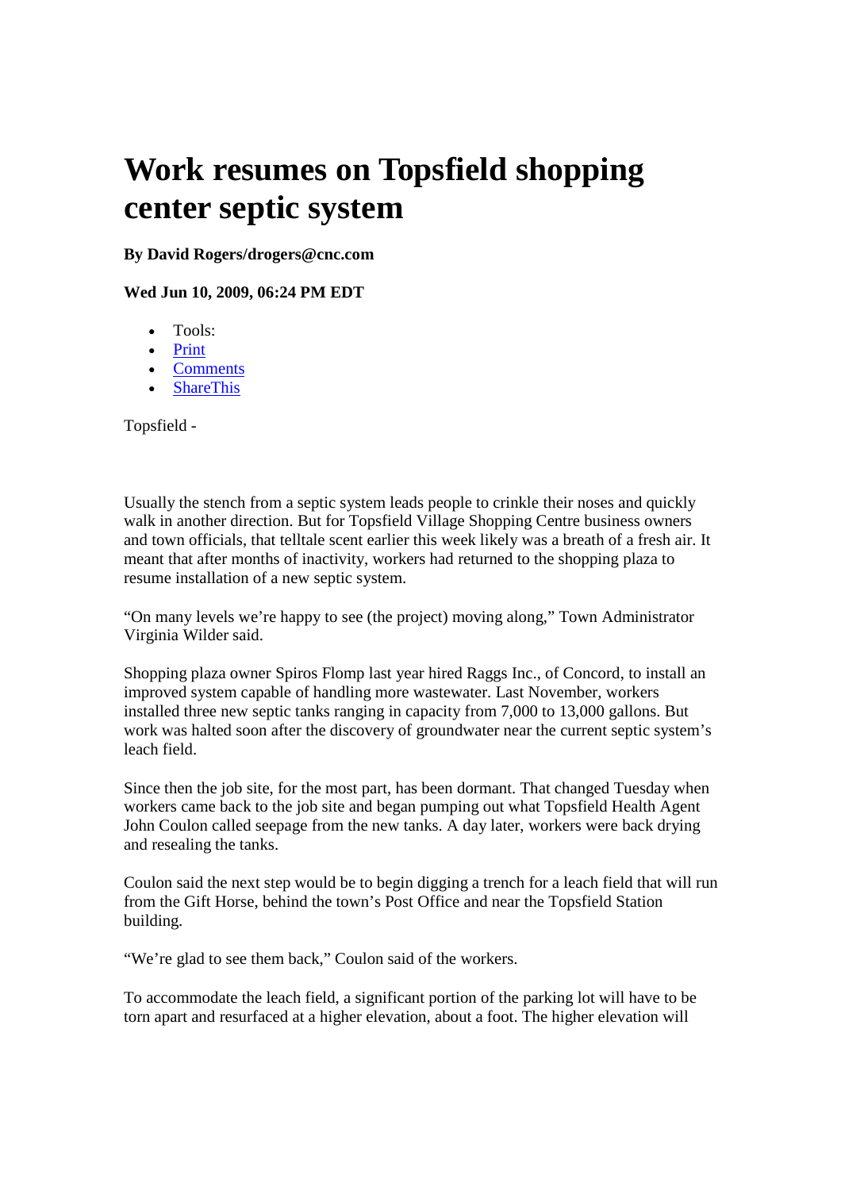# Work resumes on Topsfield shopping center septic system

**By David Rogers/drogers@cnc.com**

**Wed Jun 10, 2009, 06:24 PM EDT**

- Tools:
- Print
- Comments
- ShareThis

Topsfield -

Usually the stench from a septic system leads people to crinkle their noses and quickly walk in another direction. But for Topsfield Village Shopping Centre business owners and town officials, that telltale scent earlier this week likely was a breath of a fresh air. It meant that after months of inactivity, workers had returned to the shopping plaza to resume installation of a new septic system.

“On many levels we’re happy to see (the project) moving along,” Town Administrator Virginia Wilder said.

Shopping plaza owner Spiros Flomp last year hired Raggs Inc., of Concord, to install an improved system capable of handling more wastewater. Last November, workers installed three new septic tanks ranging in capacity from 7,000 to 13,000 gallons. But work was halted soon after the discovery of groundwater near the current septic system’s leach field.

Since then the job site, for the most part, has been dormant. That changed Tuesday when workers came back to the job site and began pumping out what Topsfield Health Agent John Coulon called seepage from the new tanks. A day later, workers were back drying and resealing the tanks.

Coulon said the next step would be to begin digging a trench for a leach field that will run from the Gift Horse, behind the town’s Post Office and near the Topsfield Station building.

“We’re glad to see them back,” Coulon said of the workers.

To accommodate the leach field, a significant portion of the parking lot will have to be torn apart and resurfaced at a higher elevation, about a foot. The higher elevation will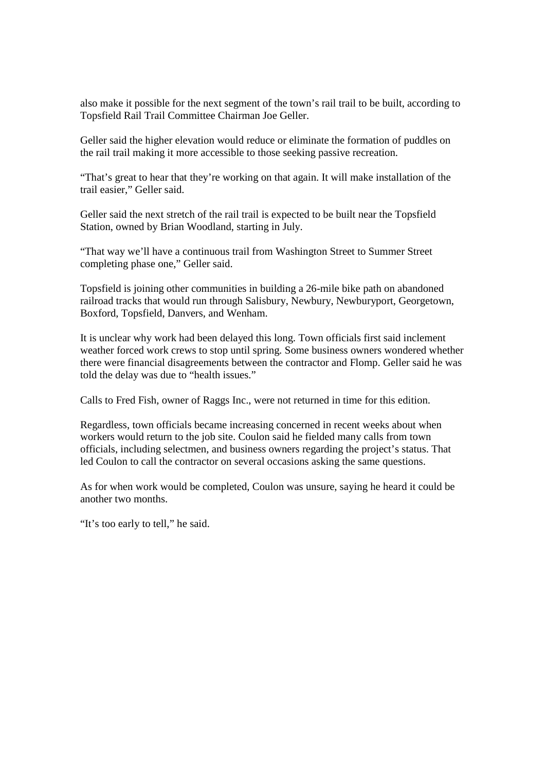also make it possible for the next segment of the town's rail trail to be built, according to Topsfield Rail Trail Committee Chairman Joe Geller.

Geller said the higher elevation would reduce or eliminate the formation of puddles on the rail trail making it more accessible to those seeking passive recreation.

"That's great to hear that they're working on that again. It will make installation of the trail easier," Geller said.

Geller said the next stretch of the rail trail is expected to be built near the Topsfield Station, owned by Brian Woodland, starting in July.

"That way we'll have a continuous trail from Washington Street to Summer Street completing phase one," Geller said.

Topsfield is joining other communities in building a 26-mile bike path on abandoned railroad tracks that would run through Salisbury, Newbury, Newburyport, Georgetown, Boxford, Topsfield, Danvers, and Wenham.

It is unclear why work had been delayed this long. Town officials first said inclement weather forced work crews to stop until spring. Some business owners wondered whether there were financial disagreements between the contractor and Flomp. Geller said he was told the delay was due to "health issues."

Calls to Fred Fish, owner of Raggs Inc., were not returned in time for this edition.

Regardless, town officials became increasing concerned in recent weeks about when workers would return to the job site. Coulon said he fielded many calls from town officials, including selectmen, and business owners regarding the project's status. That led Coulon to call the contractor on several occasions asking the same questions.

As for when work would be completed, Coulon was unsure, saying he heard it could be another two months.

"It's too early to tell," he said.